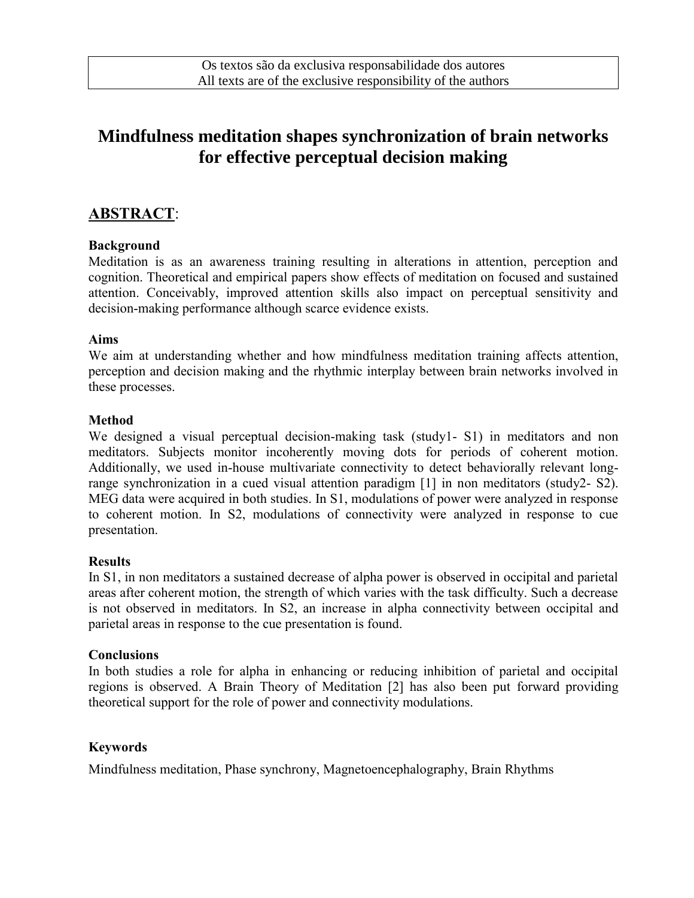Os textos são da exclusiva responsabilidade dos autores
All texts are of the exclusive responsibility of the authors

# Mindfulness meditation shapes synchronization of brain networks for effective perceptual decision making

## ABSTRACT:

### Background

Meditation is as an awareness training resulting in alterations in attention, perception and cognition. Theoretical and empirical papers show effects of meditation on focused and sustained attention. Conceivably, improved attention skills also impact on perceptual sensitivity and decision-making performance although scarce evidence exists.

### Aims

We aim at understanding whether and how mindfulness meditation training affects attention, perception and decision making and the rhythmic interplay between brain networks involved in these processes.

### Method

We designed a visual perceptual decision-making task (study1- S1) in meditators and non meditators. Subjects monitor incoherently moving dots for periods of coherent motion. Additionally, we used in-house multivariate connectivity to detect behaviorally relevant long-range synchronization in a cued visual attention paradigm [1] in non meditators (study2- S2). MEG data were acquired in both studies. In S1, modulations of power were analyzed in response to coherent motion. In S2, modulations of connectivity were analyzed in response to cue presentation.

### Results

In S1, in non meditators a sustained decrease of alpha power is observed in occipital and parietal areas after coherent motion, the strength of which varies with the task difficulty. Such a decrease is not observed in meditators. In S2, an increase in alpha connectivity between occipital and parietal areas in response to the cue presentation is found.

### Conclusions

In both studies a role for alpha in enhancing or reducing inhibition of parietal and occipital regions is observed. A Brain Theory of Meditation [2] has also been put forward providing theoretical support for the role of power and connectivity modulations.

### Keywords

Mindfulness meditation, Phase synchrony, Magnetoencephalography, Brain Rhythms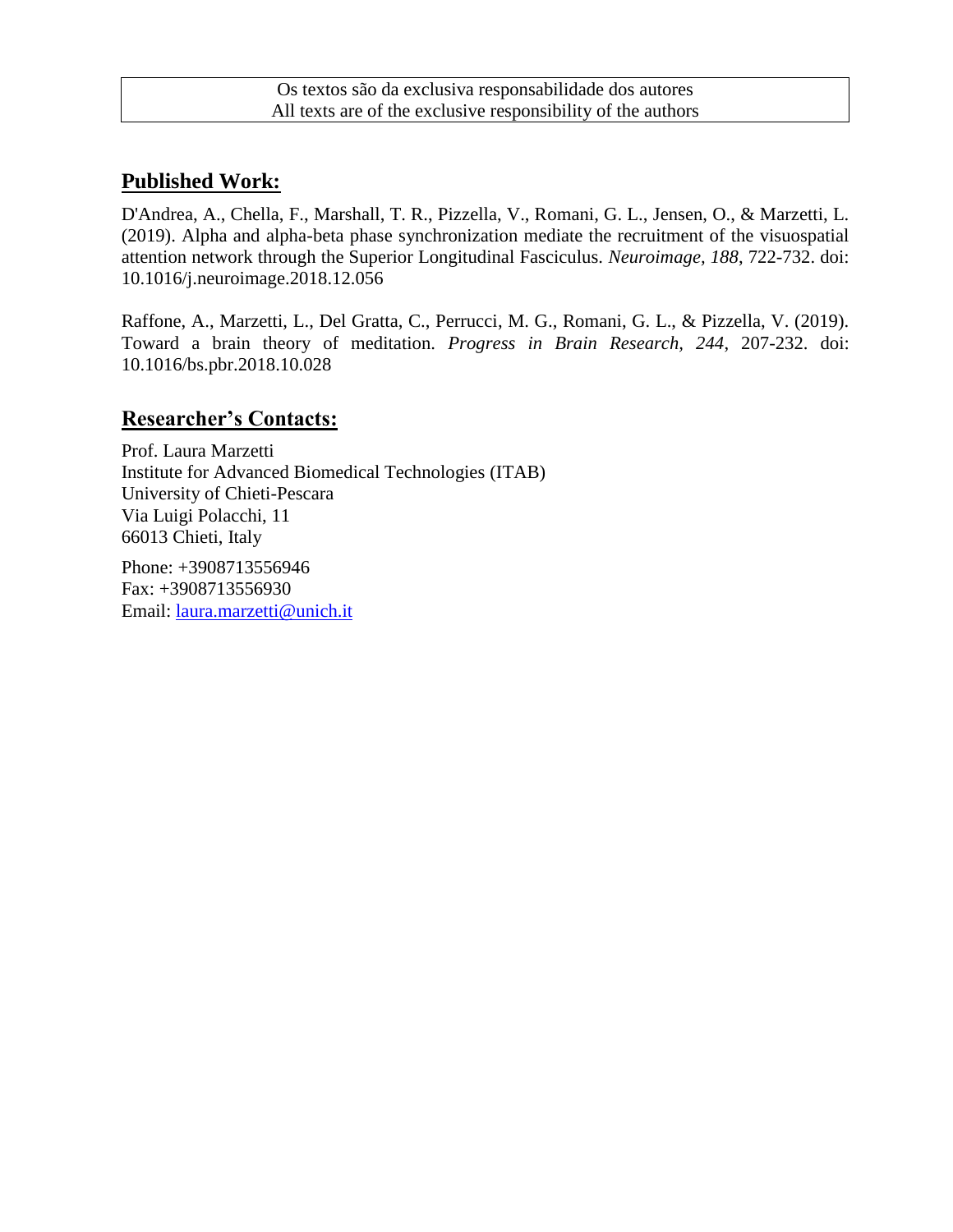Os textos são da exclusiva responsabilidade dos autores
All texts are of the exclusive responsibility of the authors

## Published Work:

D'Andrea, A., Chella, F., Marshall, T. R., Pizzella, V., Romani, G. L., Jensen, O., & Marzetti, L. (2019). Alpha and alpha-beta phase synchronization mediate the recruitment of the visuospatial attention network through the Superior Longitudinal Fasciculus. *Neuroimage, 188*, 722-732. doi: 10.1016/j.neuroimage.2018.12.056

Raffone, A., Marzetti, L., Del Gratta, C., Perrucci, M. G., Romani, G. L., & Pizzella, V. (2019). Toward a brain theory of meditation. *Progress in Brain Research, 244*, 207-232. doi: 10.1016/bs.pbr.2018.10.028

## Researcher's Contacts:

Prof. Laura Marzetti
Institute for Advanced Biomedical Technologies (ITAB)
University of Chieti-Pescara
Via Luigi Polacchi, 11
66013 Chieti, Italy

Phone: +3908713556946
Fax: +3908713556930
Email: laura.marzetti@unich.it